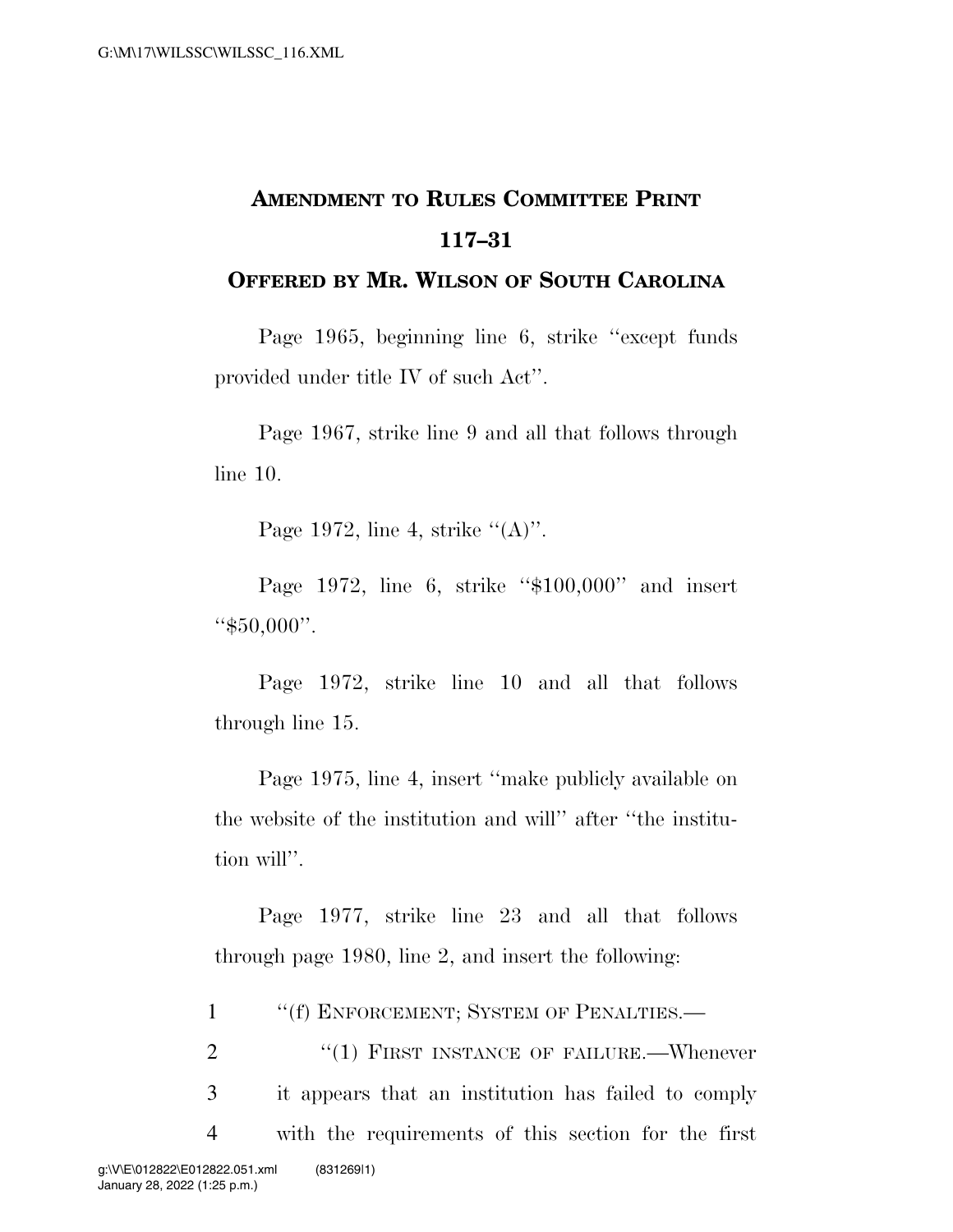# Amendment to Rules Committee Print 117–31

## Offered by Mr. Wilson of South Carolina

Page 1965, beginning line 6, strike ''except funds provided under title IV of such Act''.

Page 1967, strike line 9 and all that follows through line 10.

Page 1972, line 4, strike ''(A)''.

Page 1972, line 6, strike ''$100,000'' and insert ''$50,000''.

Page 1972, strike line 10 and all that follows through line 15.

Page 1975, line 4, insert ''make publicly available on the website of the institution and will'' after ''the institution will''.

Page 1977, strike line 23 and all that follows through page 1980, line 2, and insert the following:

1 ''(f) Enforcement; System of Penalties.—

2 ''(1) First instance of failure.—Whenever
3 it appears that an institution has failed to comply
4 with the requirements of this section for the first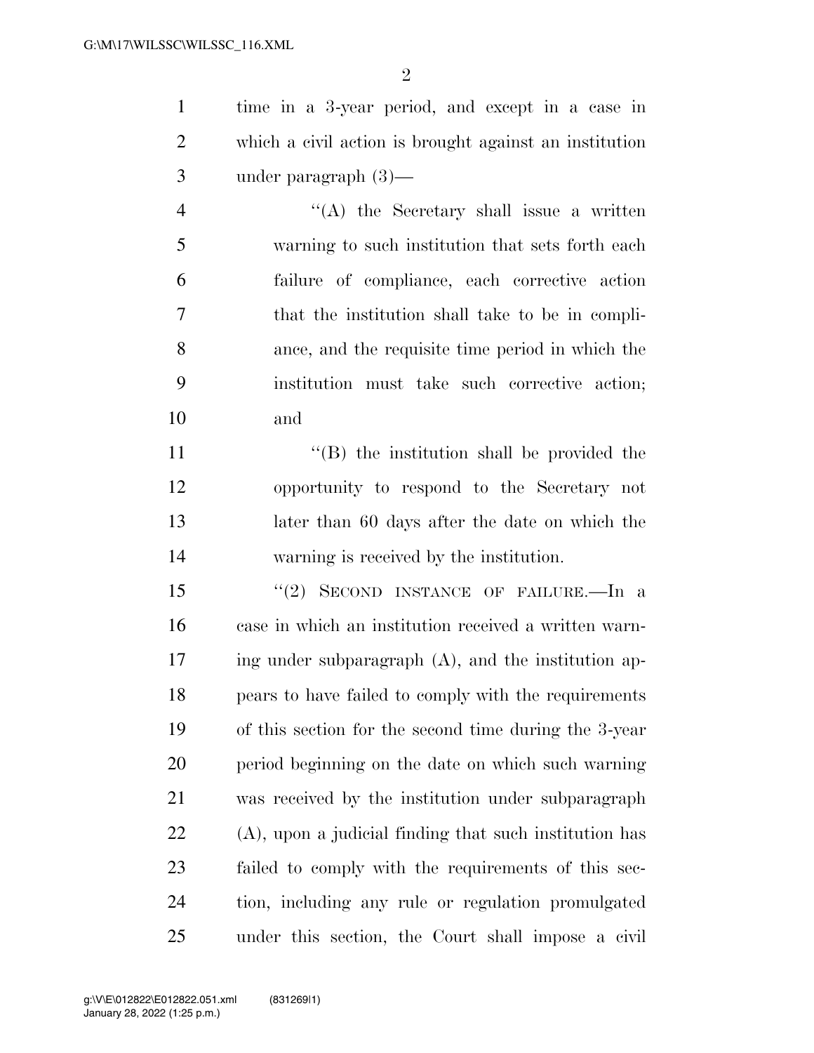time in a 3-year period, and except in a case in which a civil action is brought against an institution under paragraph (3)—

"(A) the Secretary shall issue a written warning to such institution that sets forth each failure of compliance, each corrective action that the institution shall take to be in compliance, and the requisite time period in which the institution must take such corrective action; and

"(B) the institution shall be provided the opportunity to respond to the Secretary not later than 60 days after the date on which the warning is received by the institution.

"(2) SECOND INSTANCE OF FAILURE.—In a case in which an institution received a written warning under subparagraph (A), and the institution appears to have failed to comply with the requirements of this section for the second time during the 3-year period beginning on the date on which such warning was received by the institution under subparagraph (A), upon a judicial finding that such institution has failed to comply with the requirements of this section, including any rule or regulation promulgated under this section, the Court shall impose a civil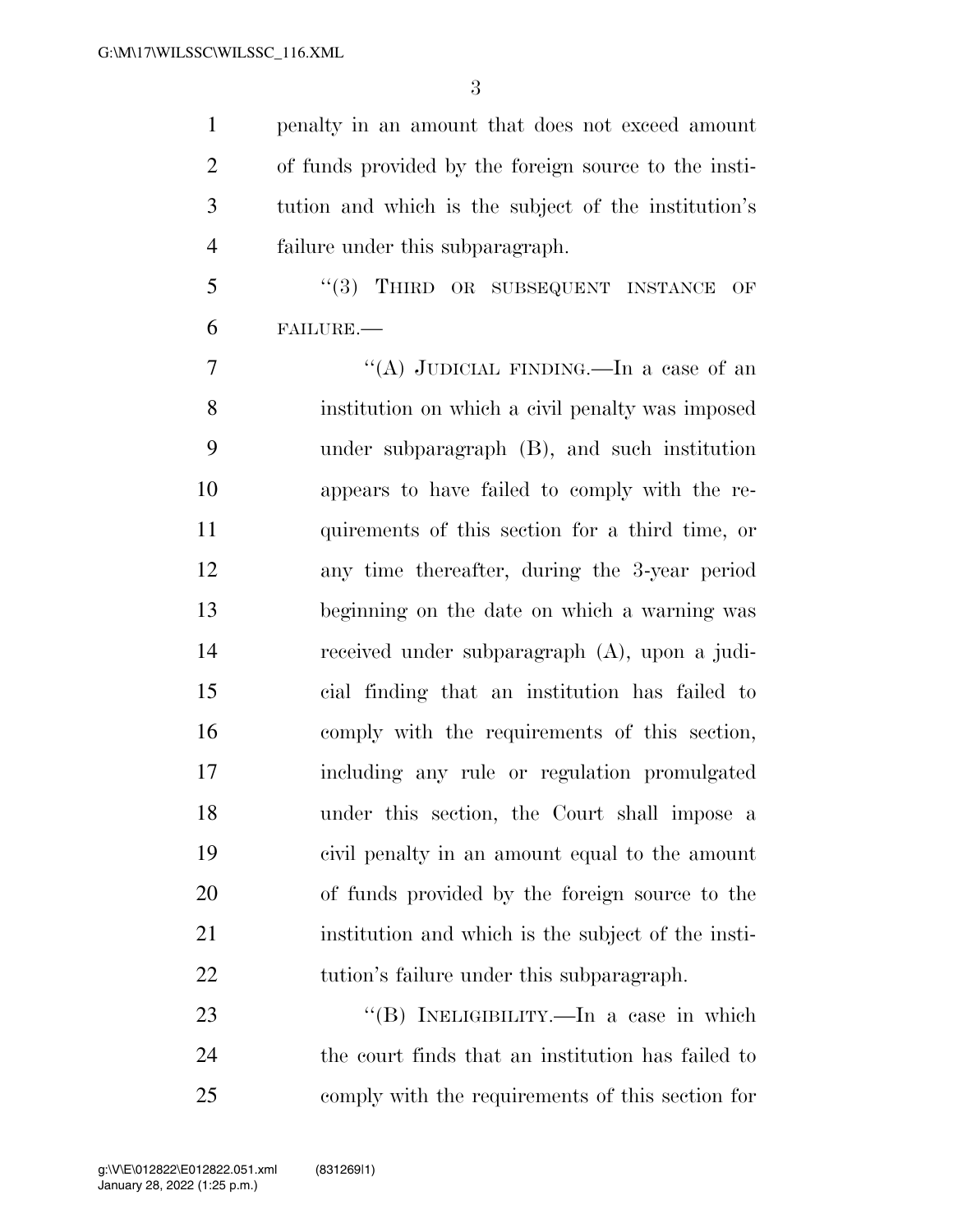penalty in an amount that does not exceed amount of funds provided by the foreign source to the institution and which is the subject of the institution's failure under this subparagraph.

"(3) THIRD OR SUBSEQUENT INSTANCE OF FAILURE.—

"(A) JUDICIAL FINDING.—In a case of an institution on which a civil penalty was imposed under subparagraph (B), and such institution appears to have failed to comply with the requirements of this section for a third time, or any time thereafter, during the 3-year period beginning on the date on which a warning was received under subparagraph (A), upon a judicial finding that an institution has failed to comply with the requirements of this section, including any rule or regulation promulgated under this section, the Court shall impose a civil penalty in an amount equal to the amount of funds provided by the foreign source to the institution and which is the subject of the institution's failure under this subparagraph.

"(B) INELIGIBILITY.—In a case in which the court finds that an institution has failed to comply with the requirements of this section for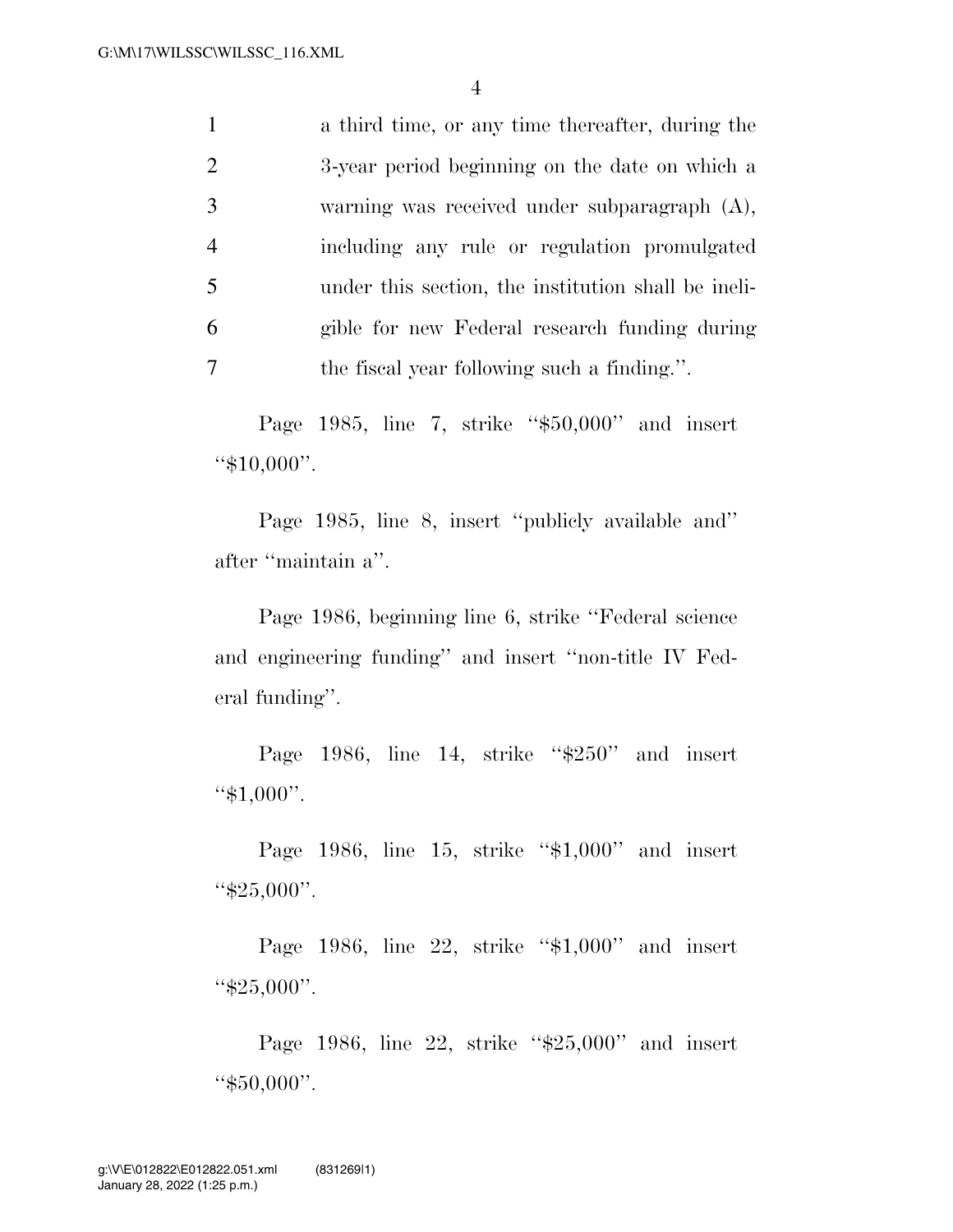a third time, or any time thereafter, during the 3-year period beginning on the date on which a warning was received under subparagraph (A), including any rule or regulation promulgated under this section, the institution shall be ineligible for new Federal research funding during the fiscal year following such a finding.''.

Page 1985, line 7, strike ''$50,000'' and insert ''$10,000''.

Page 1985, line 8, insert ''publicly available and'' after ''maintain a''.

Page 1986, beginning line 6, strike ''Federal science and engineering funding'' and insert ''non-title IV Federal funding''.

Page 1986, line 14, strike ''$250'' and insert ''$1,000''.

Page 1986, line 15, strike ''$1,000'' and insert ''$25,000''.

Page 1986, line 22, strike ''$1,000'' and insert ''$25,000''.

Page 1986, line 22, strike ''$25,000'' and insert ''$50,000''.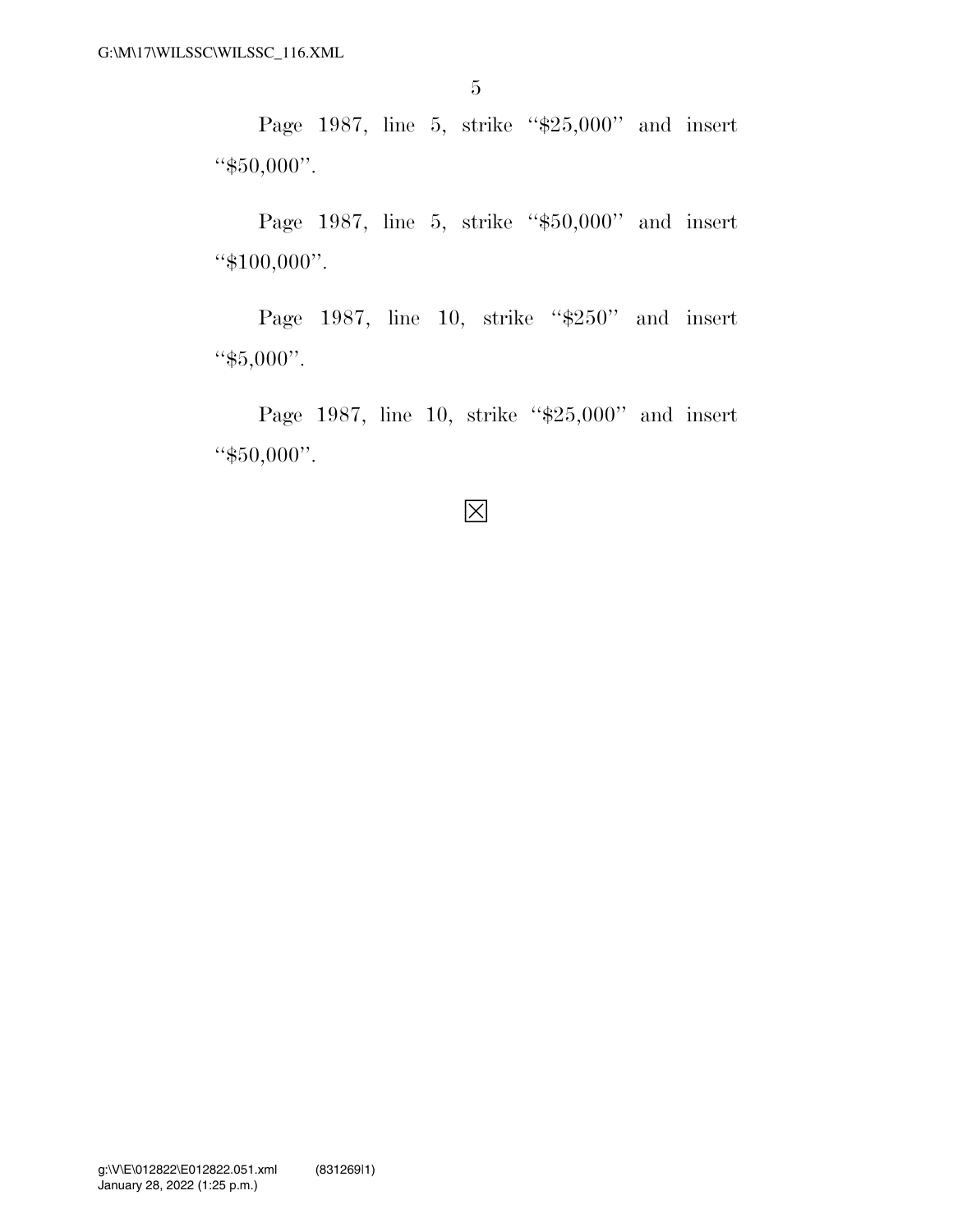Page 1987, line 5, strike "$25,000" and insert "$50,000".

Page 1987, line 5, strike "$50,000" and insert "$100,000".

Page 1987, line 10, strike "$250" and insert "$5,000".

Page 1987, line 10, strike "$25,000" and insert "$50,000".

☒